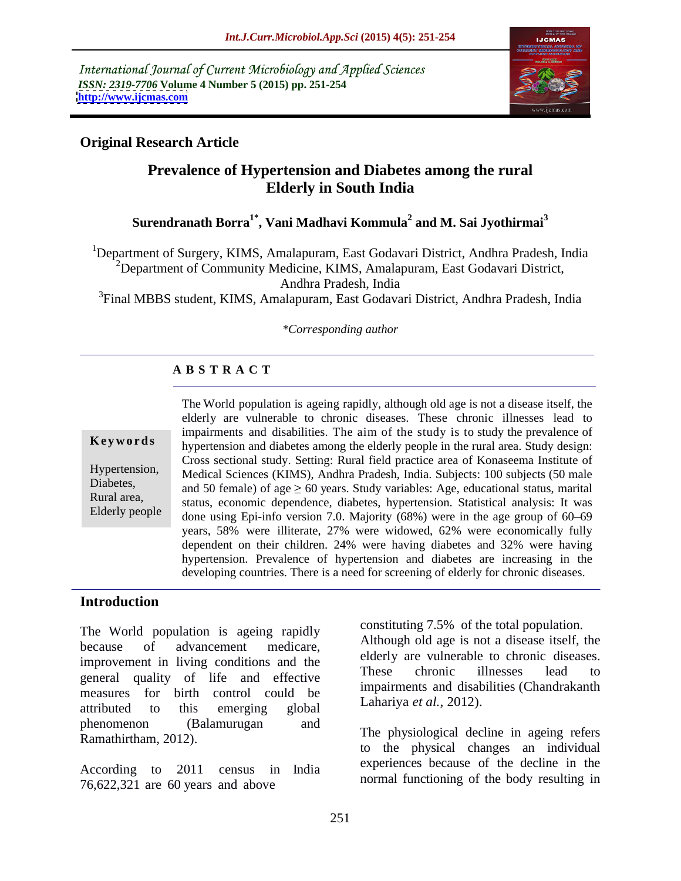International Journal of Current Microbiology and Applied Sciences
*ISSN: 2319-7706* **Volume 4 Number 5 (2015) pp. 251-254**
**http://www.ijcmas.com**

**Original Research Article**

# Prevalence of Hypertension and Diabetes among the rural Elderly in South India

**Surendranath Borra[1*], Vani Madhavi Kommula[2] and M. Sai Jyothirmai[3]**

[1]Department of Surgery, KIMS, Amalapuram, East Godavari District, Andhra Pradesh, India
[2]Department of Community Medicine, KIMS, Amalapuram, East Godavari District, Andhra Pradesh, India
[3]Final MBBS student, KIMS, Amalapuram, East Godavari District, Andhra Pradesh, India

*\*Corresponding author*

**A B S T R A C T**

**Keywords**

Hypertension, Diabetes, Rural area, Elderly people

The World population is ageing rapidly, although old age is not a disease itself, the elderly are vulnerable to chronic diseases. These chronic illnesses lead to impairments and disabilities. The aim of the study is to study the prevalence of hypertension and diabetes among the elderly people in the rural area. Study design: Cross sectional study. Setting: Rural field practice area of Konaseema Institute of Medical Sciences (KIMS), Andhra Pradesh, India. Subjects: 100 subjects (50 male and 50 female) of age $\geq$ 60 years. Study variables: Age, educational status, marital status, economic dependence, diabetes, hypertension. Statistical analysis: It was done using Epi-info version 7.0. Majority (68%) were in the age group of 60–69 years, 58% were illiterate, 27% were widowed, 62% were economically fully dependent on their children. 24% were having diabetes and 32% were having hypertension. Prevalence of hypertension and diabetes are increasing in the developing countries. There is a need for screening of elderly for chronic diseases.

## Introduction

The World population is ageing rapidly because of advancement medicare, improvement in living conditions and the general quality of life and effective measures for birth control could be attributed to this emerging global phenomenon (Balamurugan and Ramathirtham, 2012).

According to 2011 census in India 76,622,321 are 60 years and above constituting 7.5% of the total population. Although old age is not a disease itself, the elderly are vulnerable to chronic diseases. These chronic illnesses lead to impairments and disabilities (Chandrakanth Lahariya *et al.*, 2012).

The physiological decline in ageing refers to the physical changes an individual experiences because of the decline in the normal functioning of the body resulting in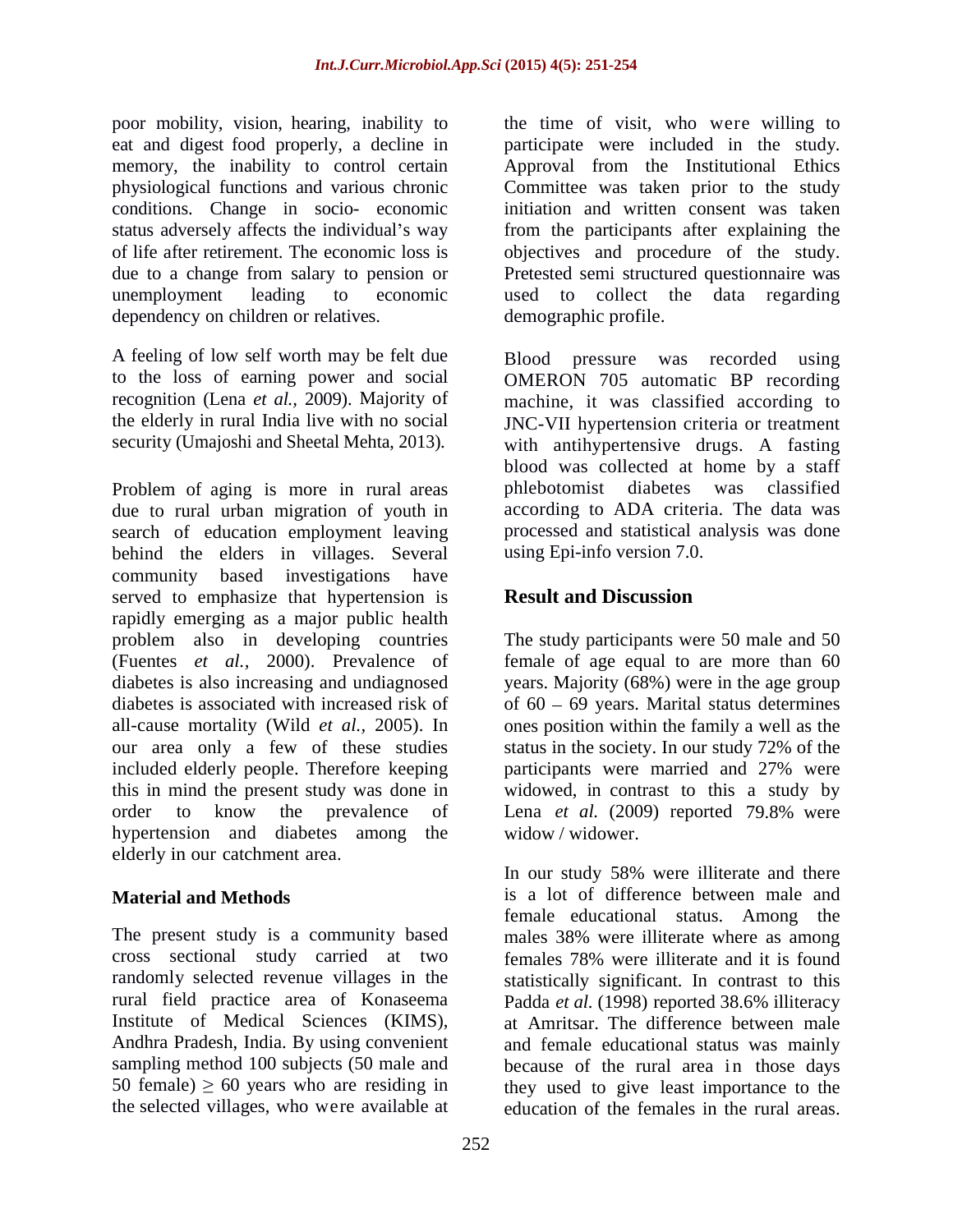poor mobility, vision, hearing, inability to eat and digest food properly, a decline in memory, the inability to control certain physiological functions and various chronic conditions. Change in socio- economic status adversely affects the individual's way of life after retirement. The economic loss is due to a change from salary to pension or unemployment leading to economic dependency on children or relatives.

A feeling of low self worth may be felt due to the loss of earning power and social recognition (Lena *et al.,* 2009). Majority of the elderly in rural India live with no social security (Umajoshi and Sheetal Mehta, 2013).

Problem of aging is more in rural areas due to rural urban migration of youth in search of education employment leaving behind the elders in villages. Several community based investigations have served to emphasize that hypertension is rapidly emerging as a major public health problem also in developing countries (Fuentes *et al.,* 2000). Prevalence of diabetes is also increasing and undiagnosed diabetes is associated with increased risk of all-cause mortality (Wild *et al.,* 2005). In our area only a few of these studies included elderly people. Therefore keeping this in mind the present study was done in order to know the prevalence of hypertension and diabetes among the elderly in our catchment area.

## Material and Methods

The present study is a community based cross sectional study carried at two randomly selected revenue villages in the rural field practice area of Konaseema Institute of Medical Sciences (KIMS), Andhra Pradesh, India. By using convenient sampling method 100 subjects (50 male and 50 female) $\geq$ 60 years who are residing in the selected villages, who were available at the time of visit, who were willing to participate were included in the study. Approval from the Institutional Ethics Committee was taken prior to the study initiation and written consent was taken from the participants after explaining the objectives and procedure of the study. Pretested semi structured questionnaire was used to collect the data regarding demographic profile.

Blood pressure was recorded using OMERON 705 automatic BP recording machine, it was classified according to JNC-VII hypertension criteria or treatment with antihypertensive drugs. A fasting blood was collected at home by a staff phlebotomist diabetes was classified according to ADA criteria. The data was processed and statistical analysis was done using Epi-info version 7.0.

## Result and Discussion

The study participants were 50 male and 50 female of age equal to are more than 60 years. Majority (68%) were in the age group of 60 – 69 years. Marital status determines ones position within the family a well as the status in the society. In our study 72% of the participants were married and 27% were widowed, in contrast to this a study by Lena *et al.* (2009) reported 79.8% were widow / widower.

In our study 58% were illiterate and there is a lot of difference between male and female educational status. Among the males 38% were illiterate where as among females 78% were illiterate and it is found statistically significant. In contrast to this Padda *et al.* (1998) reported 38.6% illiteracy at Amritsar. The difference between male and female educational status was mainly because of the rural area in those days they used to give least importance to the education of the females in the rural areas.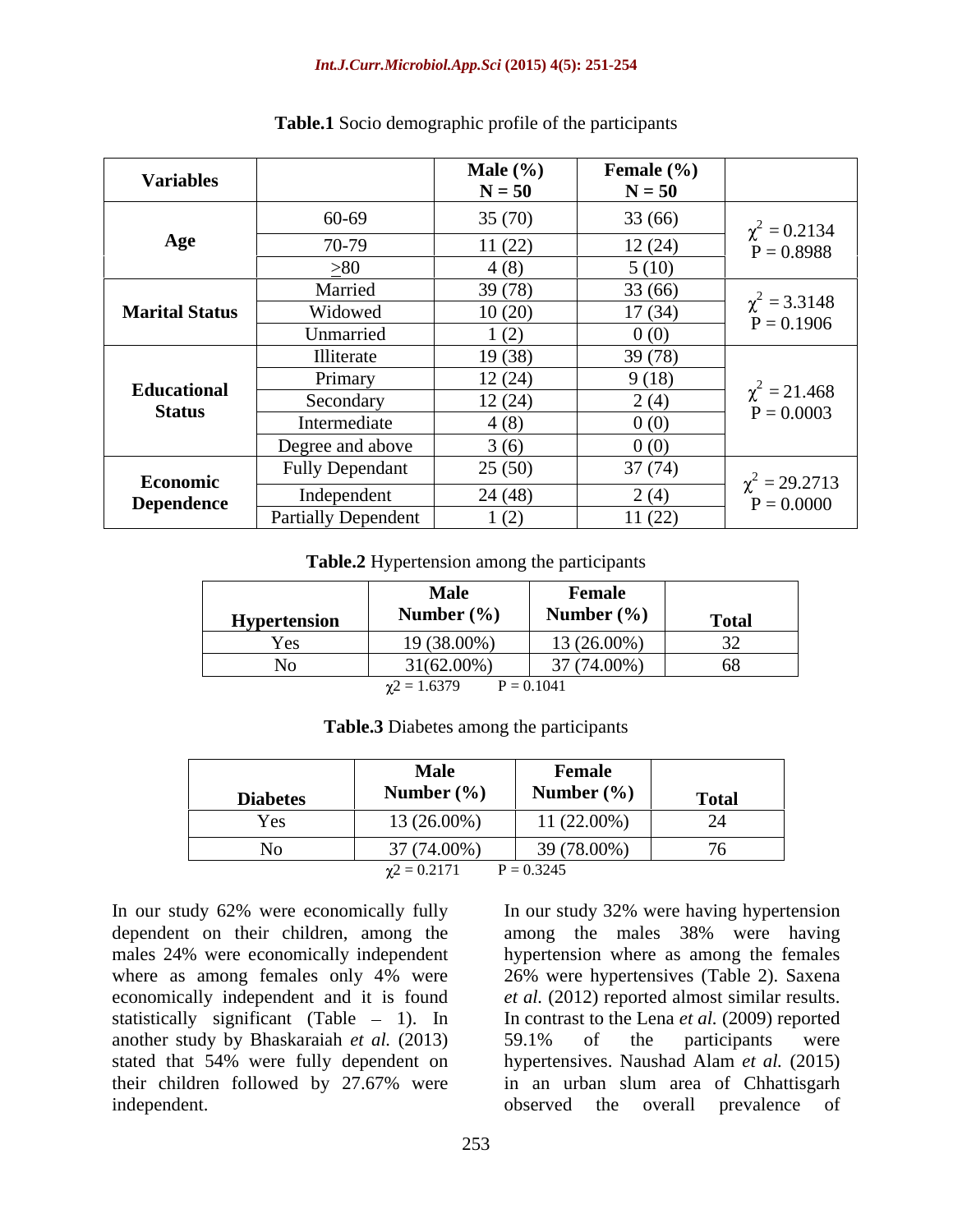**Table.1** Socio demographic profile of the participants

| Variables | | Male (%) N = 50 | Female (%) N = 50 | |
|---|---|---|---|---|
| Age | 60-69 | 35 (70) | 33 (66) | $\chi^2$ = 0.2134 P = 0.8988 |
| | 70-79 | 11 (22) | 12 (24) | |
| | ≥80 | 4 (8) | 5 (10) | |
| Marital Status | Married | 39 (78) | 33 (66) | $\chi^2$ = 3.3148 P = 0.1906 |
| | Widowed | 10 (20) | 17 (34) | |
| | Unmarried | 1 (2) | 0 (0) | |
| Educational Status | Illiterate | 19 (38) | 39 (78) | $\chi^2$ = 21.468 P = 0.0003 |
| | Primary | 12 (24) | 9 (18) | |
| | Secondary | 12 (24) | 2 (4) | |
| | Intermediate | 4 (8) | 0 (0) | |
| | Degree and above | 3 (6) | 0 (0) | |
| Economic Dependence | Fully Dependant | 25 (50) | 37 (74) | $\chi^2$ = 29.2713 P = 0.0000 |
| | Independent | 24 (48) | 2 (4) | |
| | Partially Dependent | 1 (2) | 11 (22) | |

**Table.2** Hypertension among the participants

| Hypertension | Male Number (%) | Female Number (%) | Total |
|---|---|---|---|
| Yes | 19 (38.00%) | 13 (26.00%) | 32 |
| No | 31(62.00%) | 37 (74.00%) | 68 |

$\chi 2$ = 1.6379 P = 0.1041

**Table.3** Diabetes among the participants

| Diabetes | Male Number (%) | Female Number (%) | Total |
|---|---|---|---|
| Yes | 13 (26.00%) | 11 (22.00%) | 24 |
| No | 37 (74.00%) | 39 (78.00%) | 76 |

$\chi 2$ = 0.2171 P = 0.3245

In our study 62% were economically fully dependent on their children, among the males 24% were economically independent where as among females only 4% were economically independent and it is found statistically significant (Table – 1). In another study by Bhaskaraiah *et al.* (2013) stated that 54% were fully dependent on their children followed by 27.67% were independent.

In our study 32% were having hypertension among the males 38% were having hypertension where as among the females 26% were hypertensives (Table 2). Saxena *et al.* (2012) reported almost similar results. In contrast to the Lena *et al.* (2009) reported 59.1% of the participants were hypertensives. Naushad Alam *et al.* (2015) in an urban slum area of Chhattisgarh observed the overall prevalence of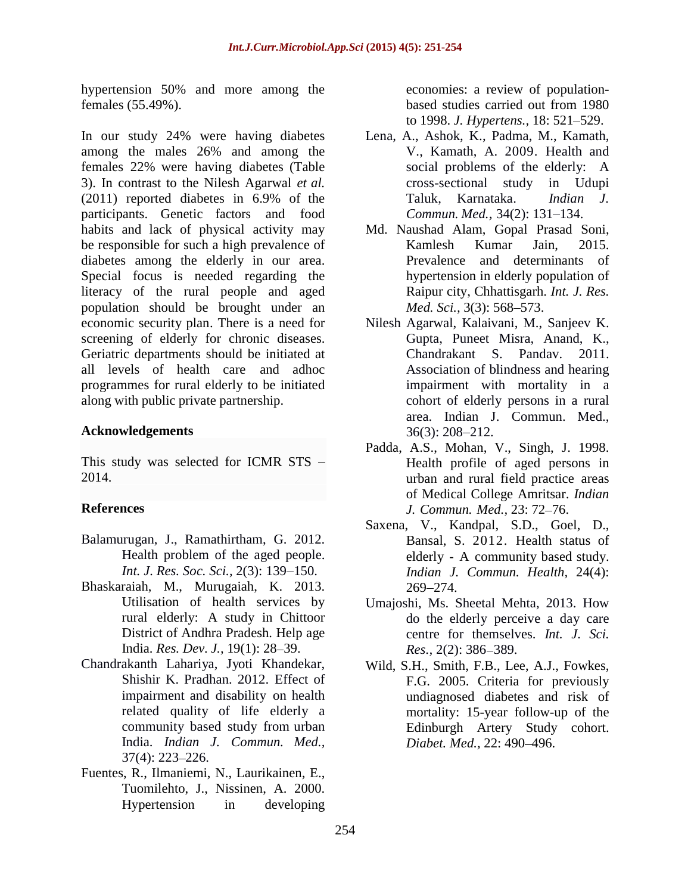hypertension 50% and more among the females (55.49%).

In our study 24% were having diabetes among the males 26% and among the females 22% were having diabetes (Table 3). In contrast to the Nilesh Agarwal *et al.* (2011) reported diabetes in 6.9% of the participants. Genetic factors and food habits and lack of physical activity may be responsible for such a high prevalence of diabetes among the elderly in our area. Special focus is needed regarding the literacy of the rural people and aged population should be brought under an economic security plan. There is a need for screening of elderly for chronic diseases. Geriatric departments should be initiated at all levels of health care and adhoc programmes for rural elderly to be initiated along with public private partnership.

## Acknowledgements

This study was selected for ICMR STS – 2014.

## References

Balamurugan, J., Ramathirtham, G. 2012. Health problem of the aged people. *Int. J. Res. Soc. Sci.,* 2(3): 139–150.

Bhaskaraiah, M., Murugaiah, K. 2013. Utilisation of health services by rural elderly: A study in Chittoor District of Andhra Pradesh. Help age India. *Res. Dev. J.,* 19(1): 28–39.

Chandrakanth Lahariya, Jyoti Khandekar, Shishir K. Pradhan. 2012. Effect of impairment and disability on health related quality of life elderly a community based study from urban India. *Indian J. Commun. Med.,* 37(4): 223–226.

Fuentes, R., Ilmaniemi, N., Laurikainen, E., Tuomilehto, J., Nissinen, A. 2000. Hypertension in developing economies: a review of population-based studies carried out from 1980 to 1998. *J. Hypertens.,* 18: 521–529.

Lena, A., Ashok, K., Padma, M., Kamath, V., Kamath, A. 2009. Health and social problems of the elderly: A cross-sectional study in Udupi Taluk, Karnataka. *Indian J. Commun. Med.,* 34(2): 131–134.

Md. Naushad Alam, Gopal Prasad Soni, Kamlesh Kumar Jain, 2015. Prevalence and determinants of hypertension in elderly population of Raipur city, Chhattisgarh. *Int. J. Res. Med. Sci.,* 3(3): 568–573.

Nilesh Agarwal, Kalaivani, M., Sanjeev K. Gupta, Puneet Misra, Anand, K., Chandrakant S. Pandav. 2011. Association of blindness and hearing impairment with mortality in a cohort of elderly persons in a rural area. Indian J. Commun. Med., 36(3): 208–212.

Padda, A.S., Mohan, V., Singh, J. 1998. Health profile of aged persons in urban and rural field practice areas of Medical College Amritsar. *Indian J. Commun. Med.,* 23: 72–76.

Saxena, V., Kandpal, S.D., Goel, D., Bansal, S. 2012. Health status of elderly - A community based study. *Indian J. Commun. Health*, 24(4): 269–274.

Umajoshi, Ms. Sheetal Mehta, 2013. How do the elderly perceive a day care centre for themselves. *Int. J. Sci. Res.,* 2(2): 386–389.

Wild, S.H., Smith, F.B., Lee, A.J., Fowkes, F.G. 2005. Criteria for previously undiagnosed diabetes and risk of mortality: 15-year follow-up of the Edinburgh Artery Study cohort. *Diabet. Med.,* 22: 490–496.